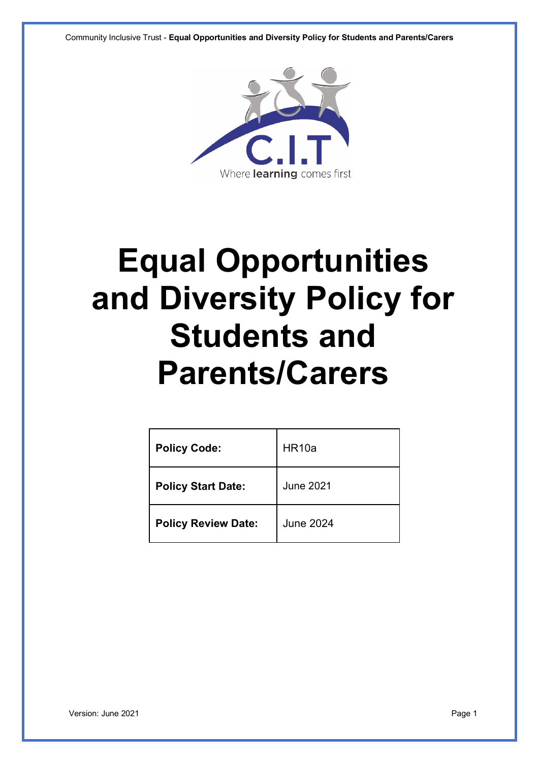C.I.T

Where **learning** comes first

# Equal Opportunities and Diversity Policy for Students and Parents/Carers

| **Policy Code:** | HR10a |
| --- | --- |
| **Policy Start Date:** | June 2021 |
| **Policy Review Date:** | June 2024 |

Version: June 2021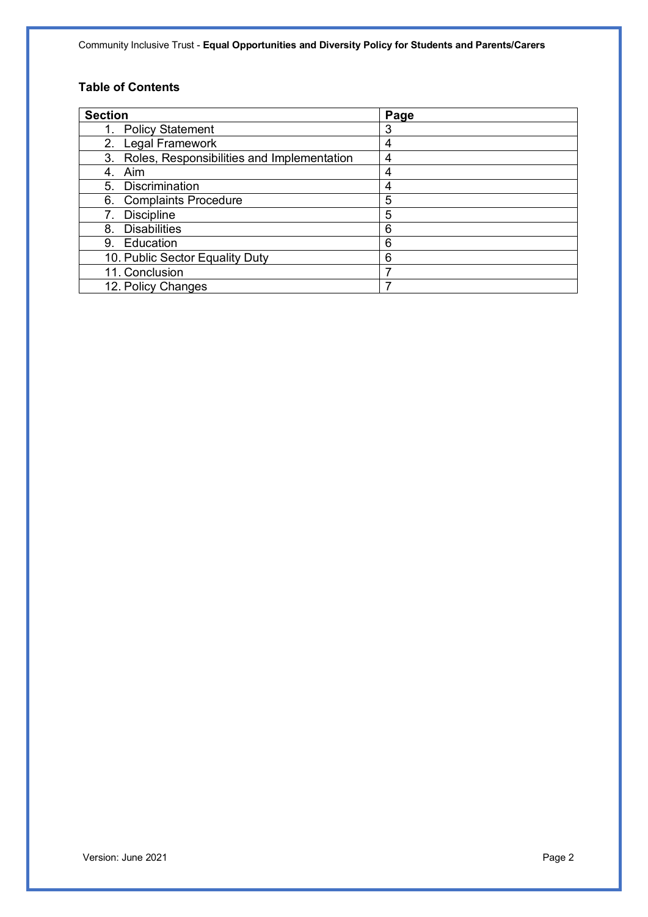## Table of Contents

| Section | Page |
|---|---|
| 1. Policy Statement | 3 |
| 2. Legal Framework | 4 |
| 3. Roles, Responsibilities and Implementation | 4 |
| 4. Aim | 4 |
| 5. Discrimination | 4 |
| 6. Complaints Procedure | 5 |
| 7. Discipline | 5 |
| 8. Disabilities | 6 |
| 9. Education | 6 |
| 10. Public Sector Equality Duty | 6 |
| 11. Conclusion | 7 |
| 12. Policy Changes | 7 |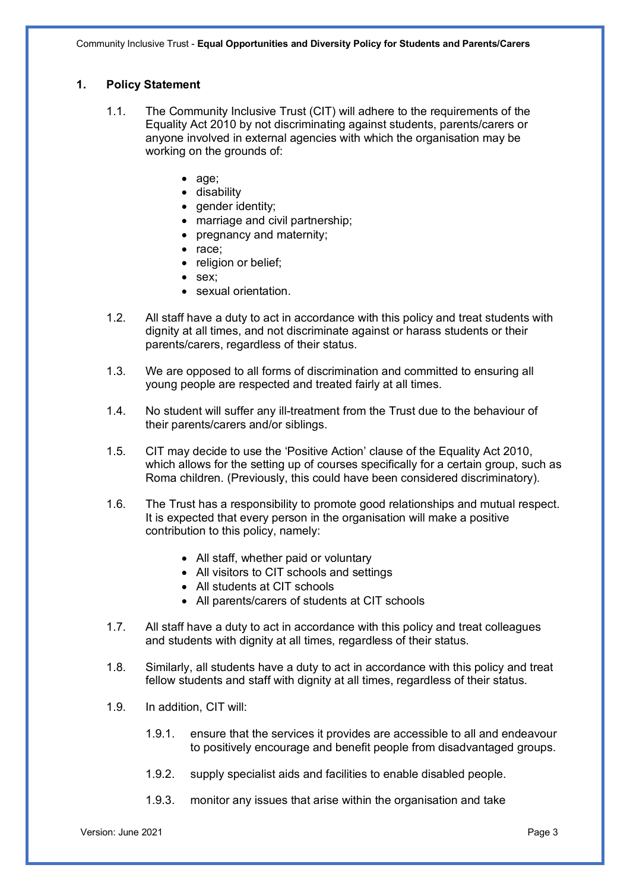## 1. Policy Statement

1.1. The Community Inclusive Trust (CIT) will adhere to the requirements of the Equality Act 2010 by not discriminating against students, parents/carers or anyone involved in external agencies with which the organisation may be working on the grounds of:

- age;
- disability
- gender identity;
- marriage and civil partnership;
- pregnancy and maternity;
- race;
- religion or belief;
- sex;
- sexual orientation.

1.2. All staff have a duty to act in accordance with this policy and treat students with dignity at all times, and not discriminate against or harass students or their parents/carers, regardless of their status.

1.3. We are opposed to all forms of discrimination and committed to ensuring all young people are respected and treated fairly at all times.

1.4. No student will suffer any ill-treatment from the Trust due to the behaviour of their parents/carers and/or siblings.

1.5. CIT may decide to use the 'Positive Action' clause of the Equality Act 2010, which allows for the setting up of courses specifically for a certain group, such as Roma children. (Previously, this could have been considered discriminatory).

1.6. The Trust has a responsibility to promote good relationships and mutual respect. It is expected that every person in the organisation will make a positive contribution to this policy, namely:

- All staff, whether paid or voluntary
- All visitors to CIT schools and settings
- All students at CIT schools
- All parents/carers of students at CIT schools

1.7. All staff have a duty to act in accordance with this policy and treat colleagues and students with dignity at all times, regardless of their status.

1.8. Similarly, all students have a duty to act in accordance with this policy and treat fellow students and staff with dignity at all times, regardless of their status.

1.9. In addition, CIT will:

1.9.1. ensure that the services it provides are accessible to all and endeavour to positively encourage and benefit people from disadvantaged groups.

1.9.2. supply specialist aids and facilities to enable disabled people.

1.9.3. monitor any issues that arise within the organisation and take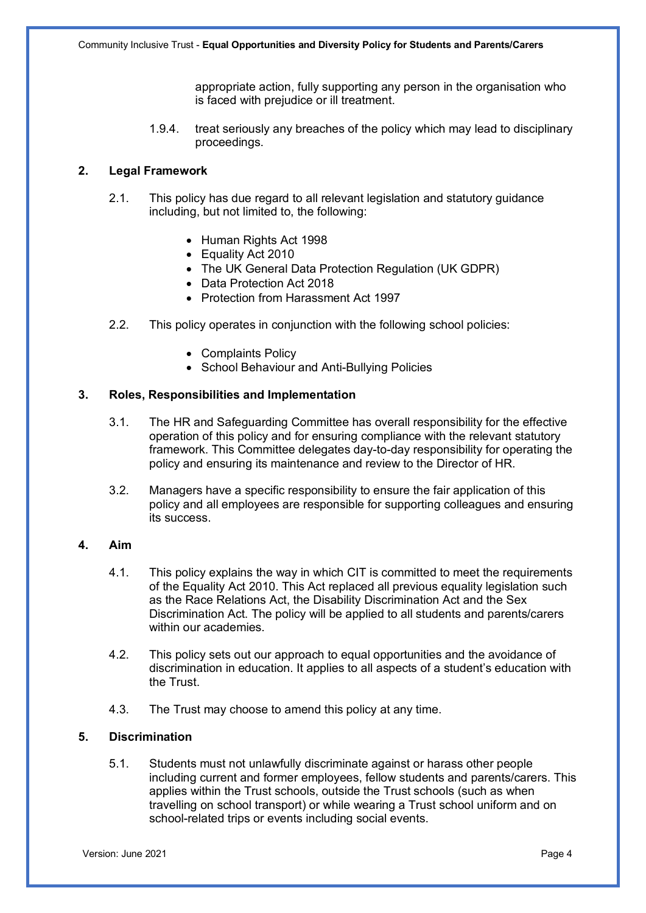appropriate action, fully supporting any person in the organisation who is faced with prejudice or ill treatment.

1.9.4. treat seriously any breaches of the policy which may lead to disciplinary proceedings.

## 2. Legal Framework

2.1. This policy has due regard to all relevant legislation and statutory guidance including, but not limited to, the following:

- Human Rights Act 1998
- Equality Act 2010
- The UK General Data Protection Regulation (UK GDPR)
- Data Protection Act 2018
- Protection from Harassment Act 1997

2.2. This policy operates in conjunction with the following school policies:

- Complaints Policy
- School Behaviour and Anti-Bullying Policies

## 3. Roles, Responsibilities and Implementation

3.1. The HR and Safeguarding Committee has overall responsibility for the effective operation of this policy and for ensuring compliance with the relevant statutory framework. This Committee delegates day-to-day responsibility for operating the policy and ensuring its maintenance and review to the Director of HR.

3.2. Managers have a specific responsibility to ensure the fair application of this policy and all employees are responsible for supporting colleagues and ensuring its success.

## 4. Aim

4.1. This policy explains the way in which CIT is committed to meet the requirements of the Equality Act 2010. This Act replaced all previous equality legislation such as the Race Relations Act, the Disability Discrimination Act and the Sex Discrimination Act. The policy will be applied to all students and parents/carers within our academies.

4.2. This policy sets out our approach to equal opportunities and the avoidance of discrimination in education. It applies to all aspects of a student's education with the Trust.

4.3. The Trust may choose to amend this policy at any time.

## 5. Discrimination

5.1. Students must not unlawfully discriminate against or harass other people including current and former employees, fellow students and parents/carers. This applies within the Trust schools, outside the Trust schools (such as when travelling on school transport) or while wearing a Trust school uniform and on school-related trips or events including social events.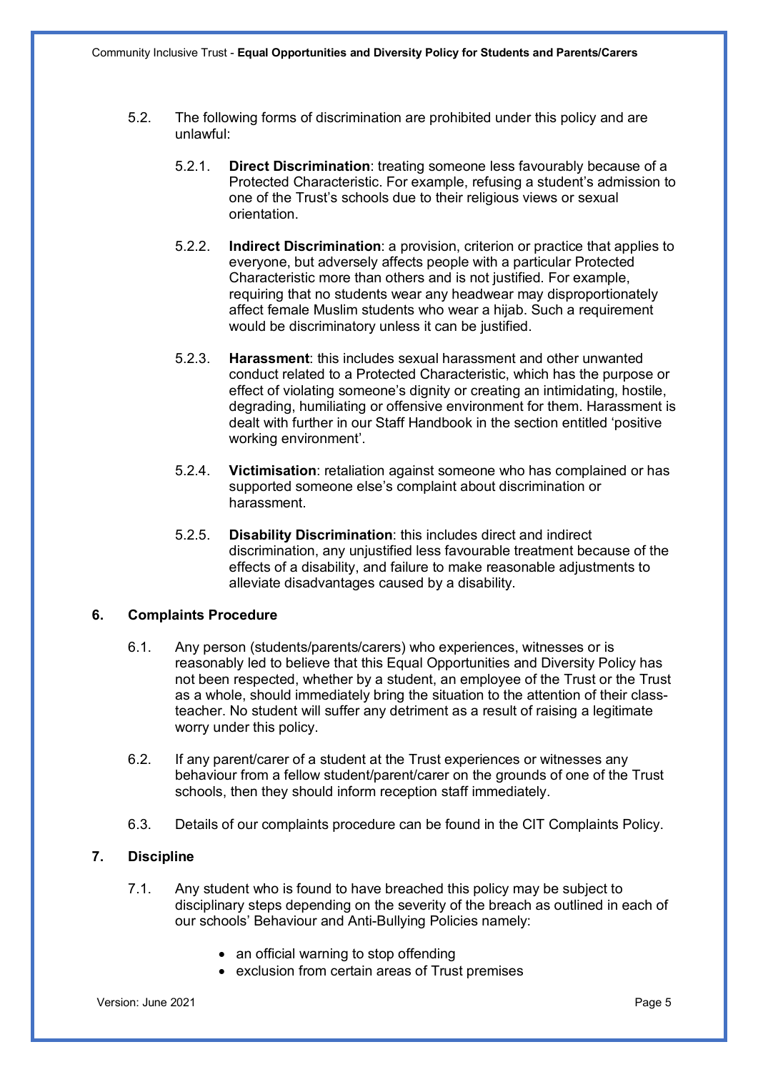5.2. The following forms of discrimination are prohibited under this policy and are unlawful:

5.2.1. **Direct Discrimination**: treating someone less favourably because of a Protected Characteristic. For example, refusing a student's admission to one of the Trust's schools due to their religious views or sexual orientation.

5.2.2. **Indirect Discrimination**: a provision, criterion or practice that applies to everyone, but adversely affects people with a particular Protected Characteristic more than others and is not justified. For example, requiring that no students wear any headwear may disproportionately affect female Muslim students who wear a hijab. Such a requirement would be discriminatory unless it can be justified.

5.2.3. **Harassment**: this includes sexual harassment and other unwanted conduct related to a Protected Characteristic, which has the purpose or effect of violating someone's dignity or creating an intimidating, hostile, degrading, humiliating or offensive environment for them. Harassment is dealt with further in our Staff Handbook in the section entitled 'positive working environment'.

5.2.4. **Victimisation**: retaliation against someone who has complained or has supported someone else's complaint about discrimination or harassment.

5.2.5. **Disability Discrimination**: this includes direct and indirect discrimination, any unjustified less favourable treatment because of the effects of a disability, and failure to make reasonable adjustments to alleviate disadvantages caused by a disability.

## 6. Complaints Procedure

6.1. Any person (students/parents/carers) who experiences, witnesses or is reasonably led to believe that this Equal Opportunities and Diversity Policy has not been respected, whether by a student, an employee of the Trust or the Trust as a whole, should immediately bring the situation to the attention of their class-teacher. No student will suffer any detriment as a result of raising a legitimate worry under this policy.

6.2. If any parent/carer of a student at the Trust experiences or witnesses any behaviour from a fellow student/parent/carer on the grounds of one of the Trust schools, then they should inform reception staff immediately.

6.3. Details of our complaints procedure can be found in the CIT Complaints Policy.

## 7. Discipline

7.1. Any student who is found to have breached this policy may be subject to disciplinary steps depending on the severity of the breach as outlined in each of our schools' Behaviour and Anti-Bullying Policies namely:

- an official warning to stop offending
- exclusion from certain areas of Trust premises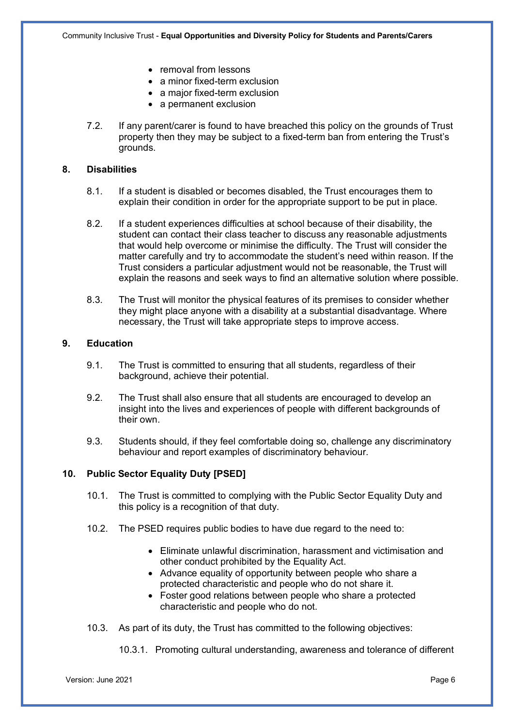- removal from lessons
- a minor fixed-term exclusion
- a major fixed-term exclusion
- a permanent exclusion

7.2. If any parent/carer is found to have breached this policy on the grounds of Trust property then they may be subject to a fixed-term ban from entering the Trust's grounds.

## 8. Disabilities

8.1. If a student is disabled or becomes disabled, the Trust encourages them to explain their condition in order for the appropriate support to be put in place.

8.2. If a student experiences difficulties at school because of their disability, the student can contact their class teacher to discuss any reasonable adjustments that would help overcome or minimise the difficulty. The Trust will consider the matter carefully and try to accommodate the student's need within reason. If the Trust considers a particular adjustment would not be reasonable, the Trust will explain the reasons and seek ways to find an alternative solution where possible.

8.3. The Trust will monitor the physical features of its premises to consider whether they might place anyone with a disability at a substantial disadvantage. Where necessary, the Trust will take appropriate steps to improve access.

## 9. Education

9.1. The Trust is committed to ensuring that all students, regardless of their background, achieve their potential.

9.2. The Trust shall also ensure that all students are encouraged to develop an insight into the lives and experiences of people with different backgrounds of their own.

9.3. Students should, if they feel comfortable doing so, challenge any discriminatory behaviour and report examples of discriminatory behaviour.

## 10. Public Sector Equality Duty [PSED]

10.1. The Trust is committed to complying with the Public Sector Equality Duty and this policy is a recognition of that duty.

10.2. The PSED requires public bodies to have due regard to the need to:

- Eliminate unlawful discrimination, harassment and victimisation and other conduct prohibited by the Equality Act.
- Advance equality of opportunity between people who share a protected characteristic and people who do not share it.
- Foster good relations between people who share a protected characteristic and people who do not.

10.3. As part of its duty, the Trust has committed to the following objectives:

10.3.1. Promoting cultural understanding, awareness and tolerance of different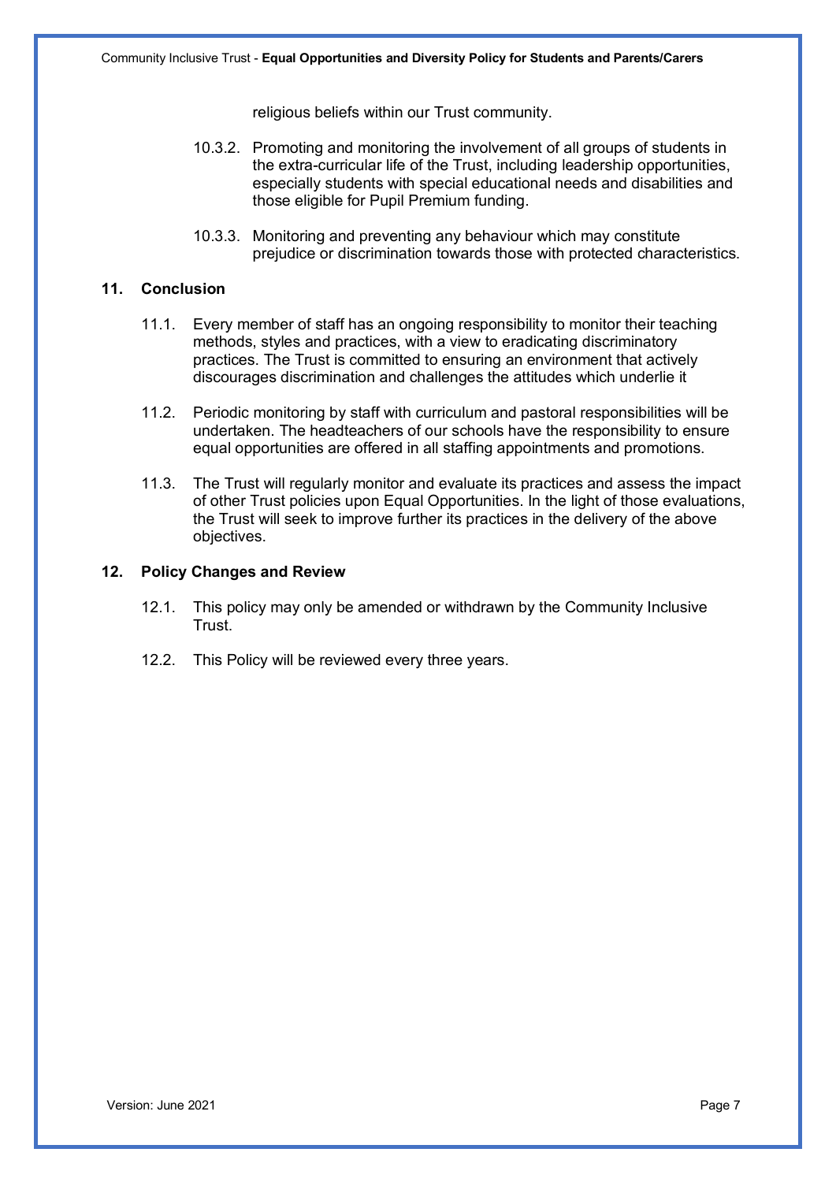religious beliefs within our Trust community.

10.3.2. Promoting and monitoring the involvement of all groups of students in the extra-curricular life of the Trust, including leadership opportunities, especially students with special educational needs and disabilities and those eligible for Pupil Premium funding.

10.3.3. Monitoring and preventing any behaviour which may constitute prejudice or discrimination towards those with protected characteristics.

## 11. Conclusion

11.1. Every member of staff has an ongoing responsibility to monitor their teaching methods, styles and practices, with a view to eradicating discriminatory practices. The Trust is committed to ensuring an environment that actively discourages discrimination and challenges the attitudes which underlie it

11.2. Periodic monitoring by staff with curriculum and pastoral responsibilities will be undertaken. The headteachers of our schools have the responsibility to ensure equal opportunities are offered in all staffing appointments and promotions.

11.3. The Trust will regularly monitor and evaluate its practices and assess the impact of other Trust policies upon Equal Opportunities. In the light of those evaluations, the Trust will seek to improve further its practices in the delivery of the above objectives.

## 12. Policy Changes and Review

12.1. This policy may only be amended or withdrawn by the Community Inclusive Trust.

12.2. This Policy will be reviewed every three years.

Version: June 2021